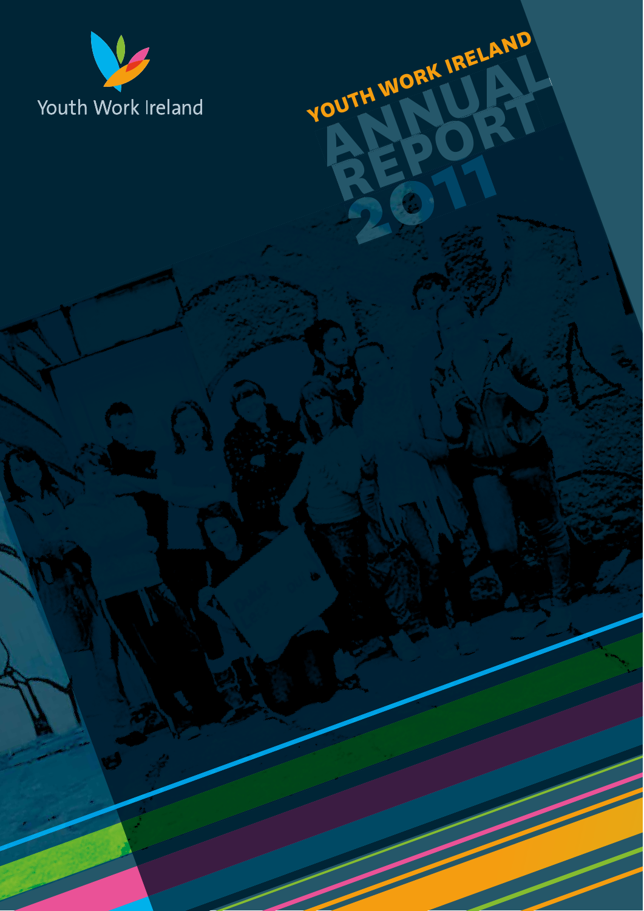Youth Work Ireland

# YOUTH WORK IRELAND ANNUAL REPORT 2011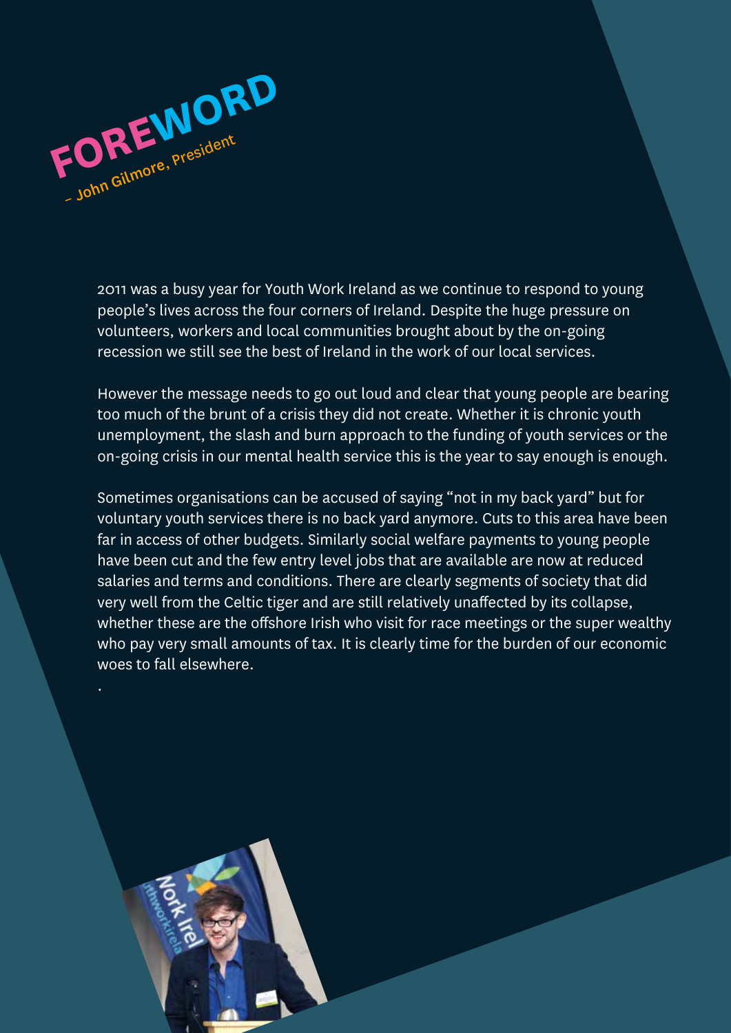# FOREWORD

– John Gilmore, President

2011 was a busy year for Youth Work Ireland as we continue to respond to young people's lives across the four corners of Ireland. Despite the huge pressure on volunteers, workers and local communities brought about by the on-going recession we still see the best of Ireland in the work of our local services.

However the message needs to go out loud and clear that young people are bearing too much of the brunt of a crisis they did not create. Whether it is chronic youth unemployment, the slash and burn approach to the funding of youth services or the on-going crisis in our mental health service this is the year to say enough is enough.

Sometimes organisations can be accused of saying "not in my back yard" but for voluntary youth services there is no back yard anymore. Cuts to this area have been far in access of other budgets. Similarly social welfare payments to young people have been cut and the few entry level jobs that are available are now at reduced salaries and terms and conditions. There are clearly segments of society that did very well from the Celtic tiger and are still relatively unaffected by its collapse, whether these are the offshore Irish who visit for race meetings or the super wealthy who pay very small amounts of tax. It is clearly time for the burden of our economic woes to fall elsewhere.

.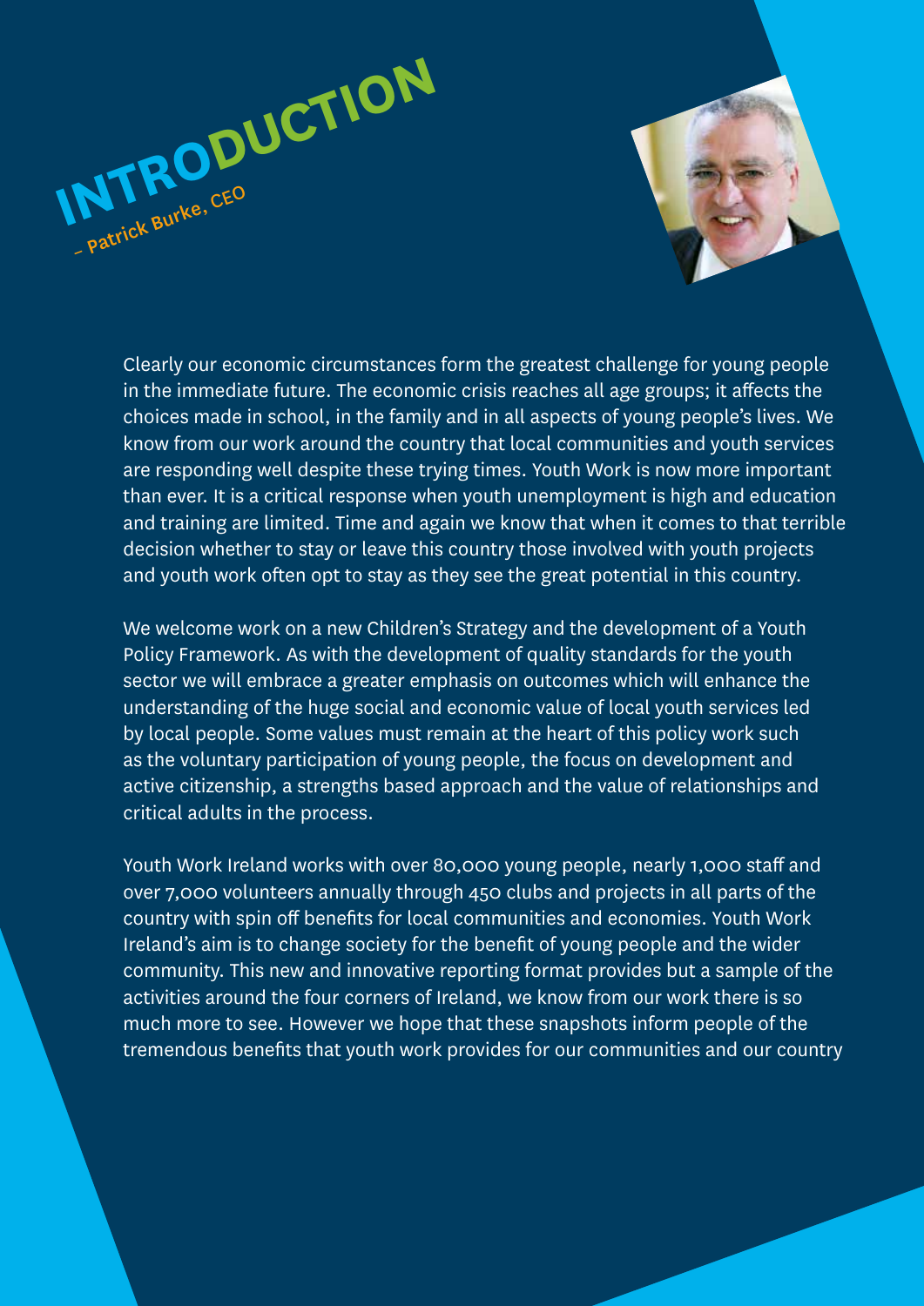# INTRODUCTION

– Patrick Burke, CEO

Clearly our economic circumstances form the greatest challenge for young people in the immediate future. The economic crisis reaches all age groups; it affects the choices made in school, in the family and in all aspects of young people's lives. We know from our work around the country that local communities and youth services are responding well despite these trying times. Youth Work is now more important than ever. It is a critical response when youth unemployment is high and education and training are limited. Time and again we know that when it comes to that terrible decision whether to stay or leave this country those involved with youth projects and youth work often opt to stay as they see the great potential in this country.

We welcome work on a new Children's Strategy and the development of a Youth Policy Framework. As with the development of quality standards for the youth sector we will embrace a greater emphasis on outcomes which will enhance the understanding of the huge social and economic value of local youth services led by local people. Some values must remain at the heart of this policy work such as the voluntary participation of young people, the focus on development and active citizenship, a strengths based approach and the value of relationships and critical adults in the process.

Youth Work Ireland works with over 80,000 young people, nearly 1,000 staff and over 7,000 volunteers annually through 450 clubs and projects in all parts of the country with spin off benefits for local communities and economies. Youth Work Ireland's aim is to change society for the benefit of young people and the wider community. This new and innovative reporting format provides but a sample of the activities around the four corners of Ireland, we know from our work there is so much more to see. However we hope that these snapshots inform people of the tremendous benefits that youth work provides for our communities and our country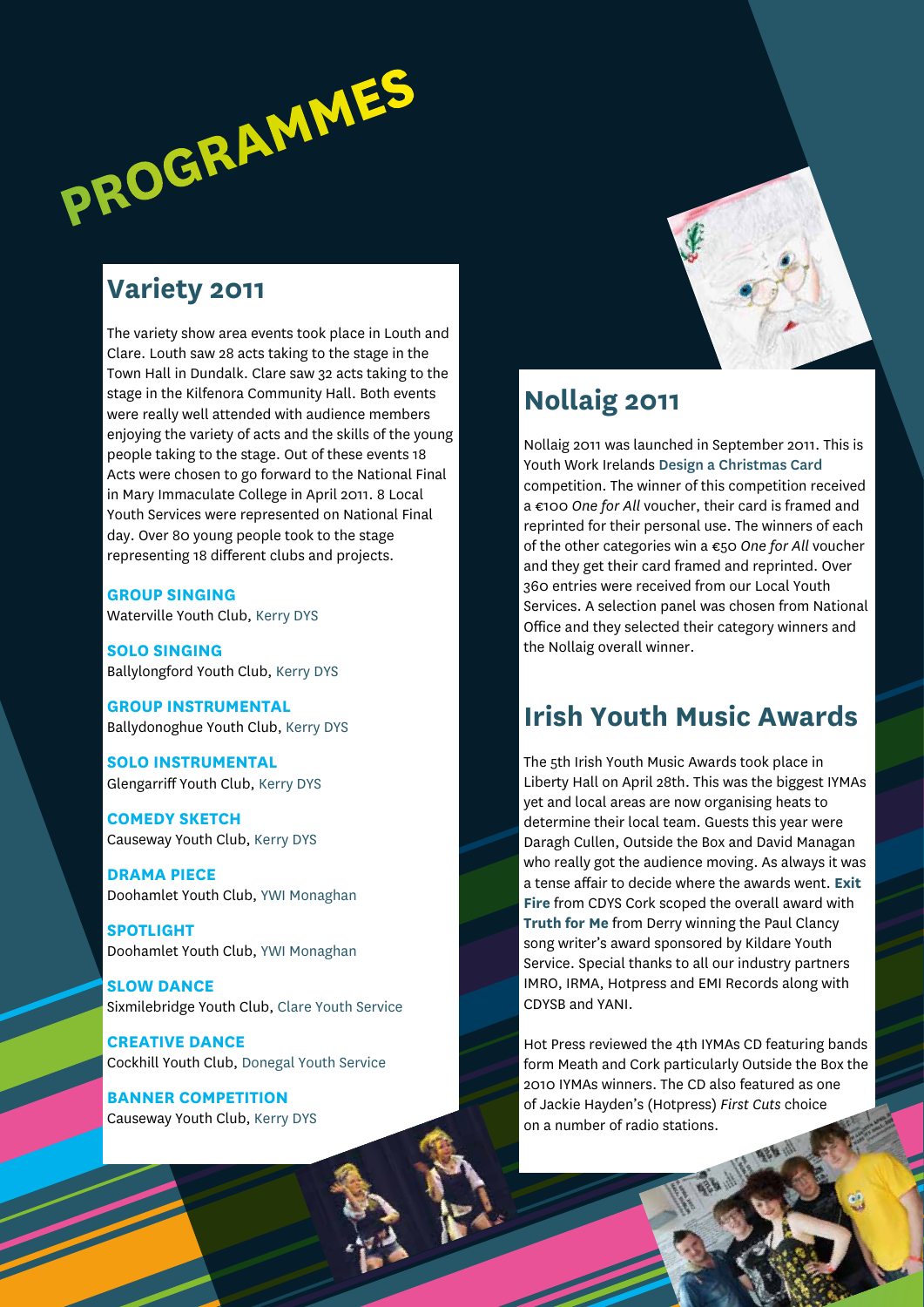# PROGRAMMES

## Variety 2011

The variety show area events took place in Louth and Clare. Louth saw 28 acts taking to the stage in the Town Hall in Dundalk. Clare saw 32 acts taking to the stage in the Kilfenora Community Hall. Both events were really well attended with audience members enjoying the variety of acts and the skills of the young people taking to the stage. Out of these events 18 Acts were chosen to go forward to the National Final in Mary Immaculate College in April 2011. 8 Local Youth Services were represented on National Final day. Over 80 young people took to the stage representing 18 different clubs and projects.

**GROUP SINGING**
Waterville Youth Club, Kerry DYS

**SOLO SINGING**
Ballylongford Youth Club, Kerry DYS

**GROUP INSTRUMENTAL**
Ballydonoghue Youth Club, Kerry DYS

**SOLO INSTRUMENTAL**
Glengarriff Youth Club, Kerry DYS

**COMEDY SKETCH**
Causeway Youth Club, Kerry DYS

**DRAMA PIECE**
Doohamlet Youth Club, YWI Monaghan

**SPOTLIGHT**
Doohamlet Youth Club, YWI Monaghan

**SLOW DANCE**
Sixmilebridge Youth Club, Clare Youth Service

**CREATIVE DANCE**
Cockhill Youth Club, Donegal Youth Service

**BANNER COMPETITION**
Causeway Youth Club, Kerry DYS

## Nollaig 2011

Nollaig 2011 was launched in September 2011. This is Youth Work Irelands **Design a Christmas Card** competition. The winner of this competition received a €100 *One for All* voucher, their card is framed and reprinted for their personal use. The winners of each of the other categories win a €50 *One for All* voucher and they get their card framed and reprinted. Over 360 entries were received from our Local Youth Services. A selection panel was chosen from National Office and they selected their category winners and the Nollaig overall winner.

## Irish Youth Music Awards

The 5th Irish Youth Music Awards took place in Liberty Hall on April 28th. This was the biggest IYMAs yet and local areas are now organising heats to determine their local team. Guests this year were Daragh Cullen, Outside the Box and David Managan who really got the audience moving. As always it was a tense affair to decide where the awards went. **Exit Fire** from CDYS Cork scoped the overall award with **Truth for Me** from Derry winning the Paul Clancy song writer's award sponsored by Kildare Youth Service. Special thanks to all our industry partners IMRO, IRMA, Hotpress and EMI Records along with CDYSB and YANI.

Hot Press reviewed the 4th IYMAs CD featuring bands form Meath and Cork particularly Outside the Box the 2010 IYMAs winners. The CD also featured as one of Jackie Hayden's (Hotpress) *First Cuts* choice on a number of radio stations.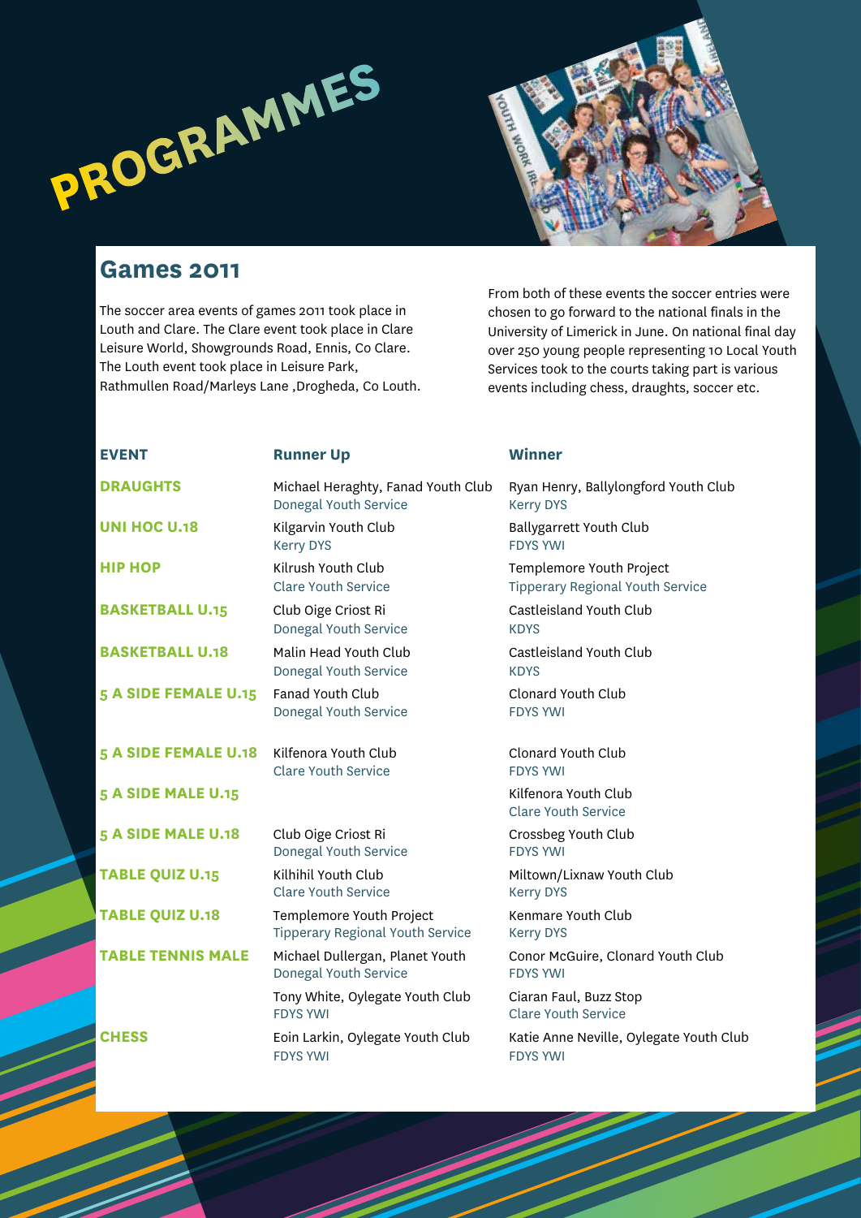# PROGRAMMES

## Games 2011

The soccer area events of games 2011 took place in Louth and Clare. The Clare event took place in Clare Leisure World, Showgrounds Road, Ennis, Co Clare. The Louth event took place in Leisure Park, Rathmullen Road/Marleys Lane ,Drogheda, Co Louth.

From both of these events the soccer entries were chosen to go forward to the national finals in the University of Limerick in June. On national final day over 250 young people representing 10 Local Youth Services took to the courts taking part is various events including chess, draughts, soccer etc.

| EVENT | Runner Up | Winner |
|---|---|---|
| DRAUGHTS | Michael Heraghty, Fanad Youth Club<br>Donegal Youth Service | Ryan Henry, Ballylongford Youth Club<br>Kerry DYS |
| UNI HOC U.18 | Kilgarvin Youth Club<br>Kerry DYS | Ballygarrett Youth Club<br>FDYS YWI |
| HIP HOP | Kilrush Youth Club<br>Clare Youth Service | Templemore Youth Project<br>Tipperary Regional Youth Service |
| BASKETBALL U.15 | Club Oige Criost Ri<br>Donegal Youth Service | Castleisland Youth Club<br>KDYS |
| BASKETBALL U.18 | Malin Head Youth Club<br>Donegal Youth Service | Castleisland Youth Club<br>KDYS |
| 5 A SIDE FEMALE U.15 | Fanad Youth Club<br>Donegal Youth Service | Clonard Youth Club<br>FDYS YWI |
| 5 A SIDE FEMALE U.18 | Kilfenora Youth Club<br>Clare Youth Service | Clonard Youth Club<br>FDYS YWI |
| 5 A SIDE MALE U.15 | | Kilfenora Youth Club<br>Clare Youth Service |
| 5 A SIDE MALE U.18 | Club Oige Criost Ri<br>Donegal Youth Service | Crossbeg Youth Club<br>FDYS YWI |
| TABLE QUIZ U.15 | Kilhihil Youth Club<br>Clare Youth Service | Miltown/Lixnaw Youth Club<br>Kerry DYS |
| TABLE QUIZ U.18 | Templemore Youth Project<br>Tipperary Regional Youth Service | Kenmare Youth Club<br>Kerry DYS |
| TABLE TENNIS MALE | Michael Dullergan, Planet Youth<br>Donegal Youth Service | Conor McGuire, Clonard Youth Club<br>FDYS YWI |
| | Tony White, Oylegate Youth Club<br>FDYS YWI | Ciaran Faul, Buzz Stop<br>Clare Youth Service |
| CHESS | Eoin Larkin, Oylegate Youth Club<br>FDYS YWI | Katie Anne Neville, Oylegate Youth Club<br>FDYS YWI |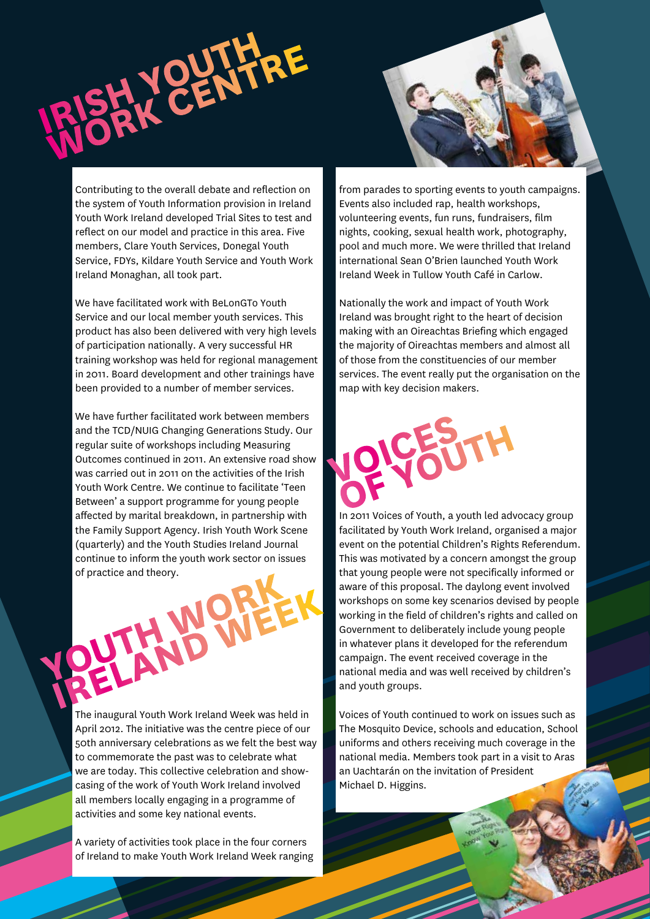# IRISH YOUTH WORK CENTRE

Contributing to the overall debate and reflection on the system of Youth Information provision in Ireland Youth Work Ireland developed Trial Sites to test and reflect on our model and practice in this area. Five members, Clare Youth Services, Donegal Youth Service, FDYs, Kildare Youth Service and Youth Work Ireland Monaghan, all took part.

We have facilitated work with BeLonGTo Youth Service and our local member youth services. This product has also been delivered with very high levels of participation nationally. A very successful HR training workshop was held for regional management in 2011. Board development and other trainings have been provided to a number of member services.

We have further facilitated work between members and the TCD/NUIG Changing Generations Study. Our regular suite of workshops including Measuring Outcomes continued in 2011. An extensive road show was carried out in 2011 on the activities of the Irish Youth Work Centre. We continue to facilitate 'Teen Between' a support programme for young people affected by marital breakdown, in partnership with the Family Support Agency. Irish Youth Work Scene (quarterly) and the Youth Studies Ireland Journal continue to inform the youth work sector on issues of practice and theory.

# YOUTH WORK IRELAND WEEK

The inaugural Youth Work Ireland Week was held in April 2012. The initiative was the centre piece of our 50th anniversary celebrations as we felt the best way to commemorate the past was to celebrate what we are today. This collective celebration and show-casing of the work of Youth Work Ireland involved all members locally engaging in a programme of activities and some key national events.

A variety of activities took place in the four corners of Ireland to make Youth Work Ireland Week ranging from parades to sporting events to youth campaigns. Events also included rap, health workshops, volunteering events, fun runs, fundraisers, film nights, cooking, sexual health work, photography, pool and much more. We were thrilled that Ireland international Sean O'Brien launched Youth Work Ireland Week in Tullow Youth Café in Carlow.

Nationally the work and impact of Youth Work Ireland was brought right to the heart of decision making with an Oireachtas Briefing which engaged the majority of Oireachtas members and almost all of those from the constituencies of our member services. The event really put the organisation on the map with key decision makers.

# VOICES OF YOUTH

In 2011 Voices of Youth, a youth led advocacy group facilitated by Youth Work Ireland, organised a major event on the potential Children's Rights Referendum. This was motivated by a concern amongst the group that young people were not specifically informed or aware of this proposal. The daylong event involved workshops on some key scenarios devised by people working in the field of children's rights and called on Government to deliberately include young people in whatever plans it developed for the referendum campaign. The event received coverage in the national media and was well received by children's and youth groups.

Voices of Youth continued to work on issues such as The Mosquito Device, schools and education, School uniforms and others receiving much coverage in the national media. Members took part in a visit to Aras an Uachtarán on the invitation of President Michael D. Higgins.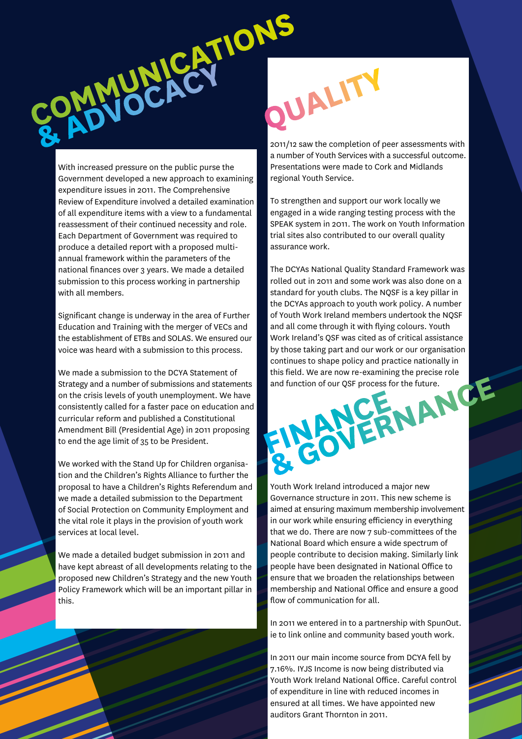# COMMUNICATIONS & ADVOCACY

With increased pressure on the public purse the Government developed a new approach to examining expenditure issues in 2011. The Comprehensive Review of Expenditure involved a detailed examination of all expenditure items with a view to a fundamental reassessment of their continued necessity and role. Each Department of Government was required to produce a detailed report with a proposed multi-annual framework within the parameters of the national finances over 3 years. We made a detailed submission to this process working in partnership with all members.

Significant change is underway in the area of Further Education and Training with the merger of VECs and the establishment of ETBs and SOLAS. We ensured our voice was heard with a submission to this process.

We made a submission to the DCYA Statement of Strategy and a number of submissions and statements on the crisis levels of youth unemployment. We have consistently called for a faster pace on education and curricular reform and published a Constitutional Amendment Bill (Presidential Age) in 2011 proposing to end the age limit of 35 to be President.

We worked with the Stand Up for Children organisation and the Children's Rights Alliance to further the proposal to have a Children's Rights Referendum and we made a detailed submission to the Department of Social Protection on Community Employment and the vital role it plays in the provision of youth work services at local level.

We made a detailed budget submission in 2011 and have kept abreast of all developments relating to the proposed new Children's Strategy and the new Youth Policy Framework which will be an important pillar in this.

# QUALITY

2011/12 saw the completion of peer assessments with a number of Youth Services with a successful outcome. Presentations were made to Cork and Midlands regional Youth Service.

To strengthen and support our work locally we engaged in a wide ranging testing process with the SPEAK system in 2011. The work on Youth Information trial sites also contributed to our overall quality assurance work.

The DCYAs National Quality Standard Framework was rolled out in 2011 and some work was also done on a standard for youth clubs. The NQSF is a key pillar in the DCYAs approach to youth work policy. A number of Youth Work Ireland members undertook the NQSF and all come through it with flying colours. Youth Work Ireland's QSF was cited as of critical assistance by those taking part and our work or our organisation continues to shape policy and practice nationally in this field. We are now re-examining the precise role and function of our QSF process for the future.

# FINANCE & GOVERNANCE

Youth Work Ireland introduced a major new Governance structure in 2011. This new scheme is aimed at ensuring maximum membership involvement in our work while ensuring efficiency in everything that we do. There are now 7 sub-committees of the National Board which ensure a wide spectrum of people contribute to decision making. Similarly link people have been designated in National Office to ensure that we broaden the relationships between membership and National Office and ensure a good flow of communication for all.

In 2011 we entered in to a partnership with SpunOut.ie to link online and community based youth work.

In 2011 our main income source from DCYA fell by 7.16%. IYJS Income is now being distributed via Youth Work Ireland National Office. Careful control of expenditure in line with reduced incomes in ensured at all times. We have appointed new auditors Grant Thornton in 2011.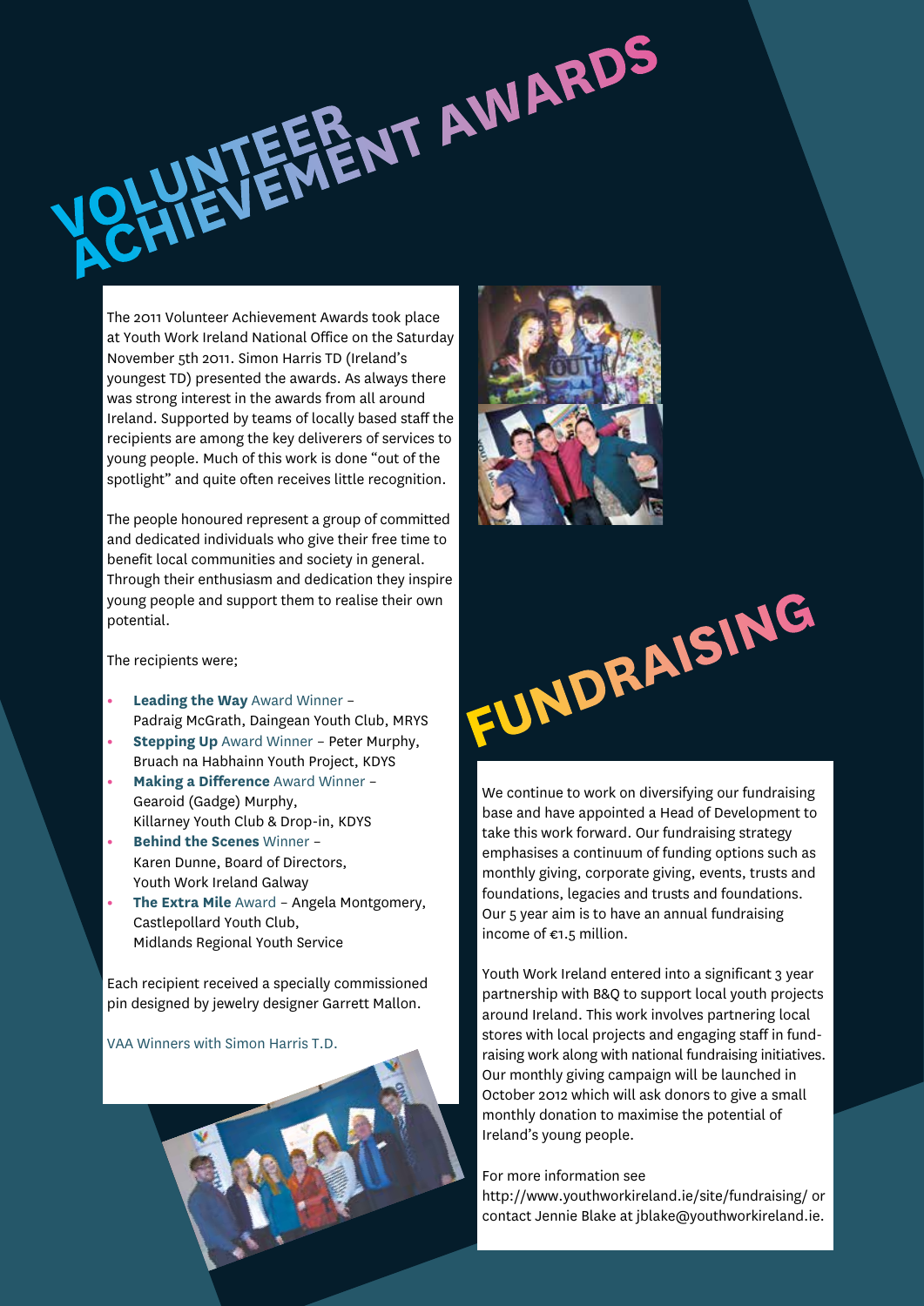# VOLUNTEER ACHIEVEMENT AWARDS

The 2011 Volunteer Achievement Awards took place at Youth Work Ireland National Office on the Saturday November 5th 2011. Simon Harris TD (Ireland's youngest TD) presented the awards. As always there was strong interest in the awards from all around Ireland. Supported by teams of locally based staff the recipients are among the key deliverers of services to young people. Much of this work is done "out of the spotlight" and quite often receives little recognition.

The people honoured represent a group of committed and dedicated individuals who give their free time to benefit local communities and society in general. Through their enthusiasm and dedication they inspire young people and support them to realise their own potential.

The recipients were;

- **Leading the Way** Award Winner – Padraig McGrath, Daingean Youth Club, MRYS
- **Stepping Up** Award Winner – Peter Murphy, Bruach na Habhainn Youth Project, KDYS
- **Making a Difference** Award Winner – Gearoid (Gadge) Murphy, Killarney Youth Club & Drop-in, KDYS
- **Behind the Scenes** Winner – Karen Dunne, Board of Directors, Youth Work Ireland Galway
- **The Extra Mile** Award – Angela Montgomery, Castlepollard Youth Club, Midlands Regional Youth Service

Each recipient received a specially commissioned pin designed by jewelry designer Garrett Mallon.

VAA Winners with Simon Harris T.D.

# FUNDRAISING

We continue to work on diversifying our fundraising base and have appointed a Head of Development to take this work forward. Our fundraising strategy emphasises a continuum of funding options such as monthly giving, corporate giving, events, trusts and foundations, legacies and trusts and foundations. Our 5 year aim is to have an annual fundraising income of €1.5 million.

Youth Work Ireland entered into a significant 3 year partnership with B&Q to support local youth projects around Ireland. This work involves partnering local stores with local projects and engaging staff in fund-raising work along with national fundraising initiatives. Our monthly giving campaign will be launched in October 2012 which will ask donors to give a small monthly donation to maximise the potential of Ireland's young people.

For more information see http://www.youthworkireland.ie/site/fundraising/ or contact Jennie Blake at jblake@youthworkireland.ie.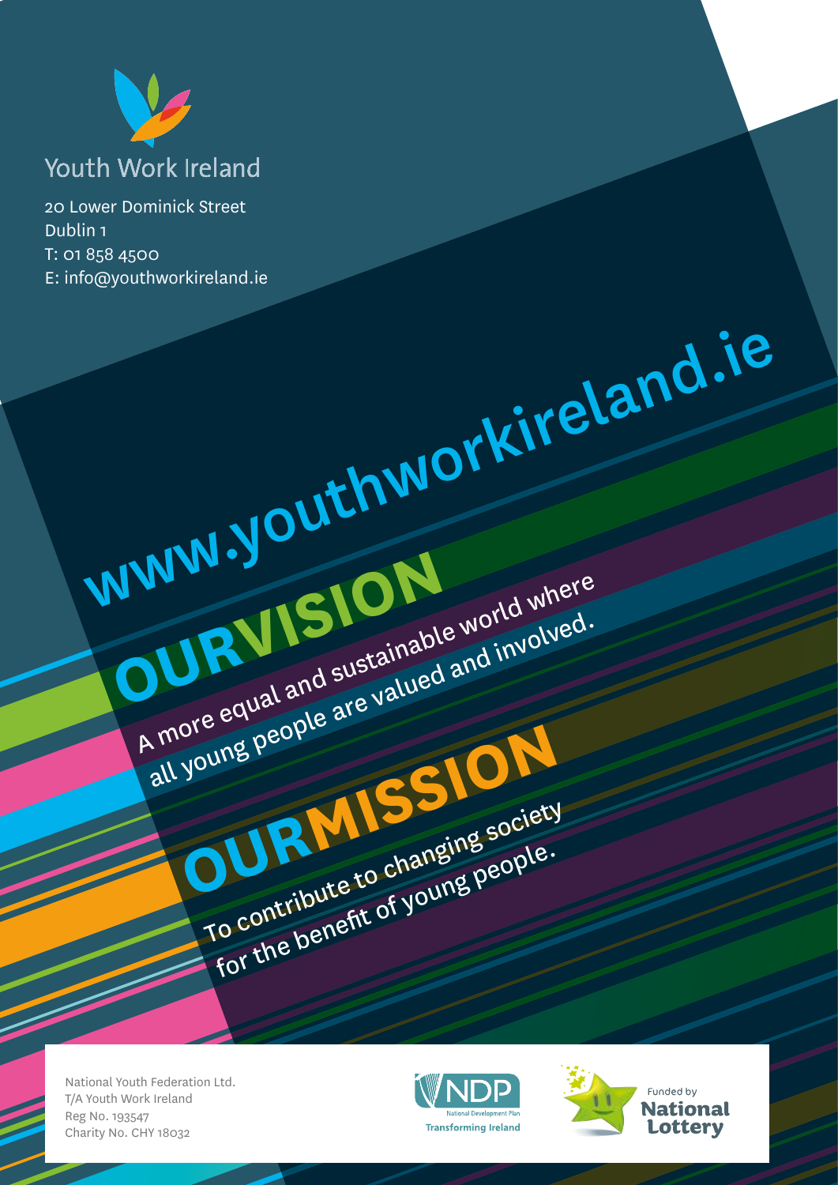Youth Work Ireland

20 Lower Dominick Street
Dublin 1
T: 01 858 4500
E: info@youthworkireland.ie

www.youthworkireland.ie

## OUR VISION

A more equal and sustainable world where all young people are valued and involved.

## OUR MISSION

To contribute to changing society for the benefit of young people.

National Youth Federation Ltd.
T/A Youth Work Ireland
Reg No. 193547
Charity No. CHY 18032

NDP National Development Plan Transforming Ireland

Funded by National Lottery